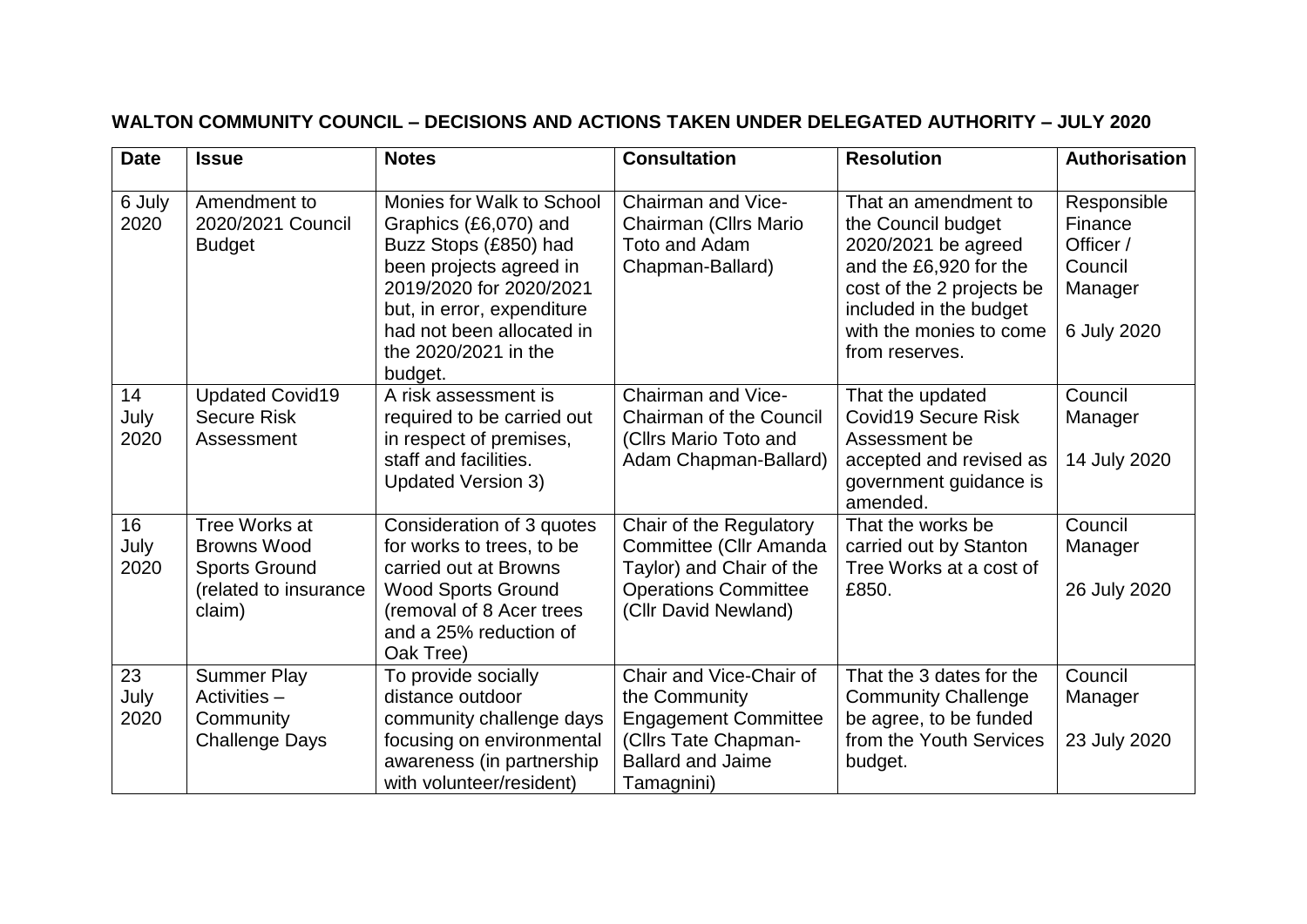**WALTON COMMUNITY COUNCIL – DECISIONS AND ACTIONS TAKEN UNDER DELEGATED AUTHORITY – JULY 2020**

| Date | Issue | Notes | Consultation | Resolution | Authorisation |
|---|---|---|---|---|---|
| 6 July 2020 | Amendment to 2020/2021 Council Budget | Monies for Walk to School Graphics (£6,070) and Buzz Stops (£850) had been projects agreed in 2019/2020 for 2020/2021 but, in error, expenditure had not been allocated in the 2020/2021 in the budget. | Chairman and Vice-Chairman (Cllrs Mario Toto and Adam Chapman-Ballard) | That an amendment to the Council budget 2020/2021 be agreed and the £6,920 for the cost of the 2 projects be included in the budget with the monies to come from reserves. | Responsible Finance Officer / Council Manager<br><br>6 July 2020 |
| 14 July 2020 | Updated Covid19 Secure Risk Assessment | A risk assessment is required to be carried out in respect of premises, staff and facilities. Updated Version 3) | Chairman and Vice-Chairman of the Council (Cllrs Mario Toto and Adam Chapman-Ballard) | That the updated Covid19 Secure Risk Assessment be accepted and revised as government guidance is amended. | Council Manager<br><br>14 July 2020 |
| 16 July 2020 | Tree Works at Browns Wood Sports Ground (related to insurance claim) | Consideration of 3 quotes for works to trees, to be carried out at Browns Wood Sports Ground (removal of 8 Acer trees and a 25% reduction of Oak Tree) | Chair of the Regulatory Committee (Cllr Amanda Taylor) and Chair of the Operations Committee (Cllr David Newland) | That the works be carried out by Stanton Tree Works at a cost of £850. | Council Manager<br><br>26 July 2020 |
| 23 July 2020 | Summer Play Activities – Community Challenge Days | To provide socially distance outdoor community challenge days focusing on environmental awareness (in partnership with volunteer/resident) | Chair and Vice-Chair of the Community Engagement Committee (Cllrs Tate Chapman-Ballard and Jaime Tamagnini) | That the 3 dates for the Community Challenge be agree, to be funded from the Youth Services budget. | Council Manager<br><br>23 July 2020 |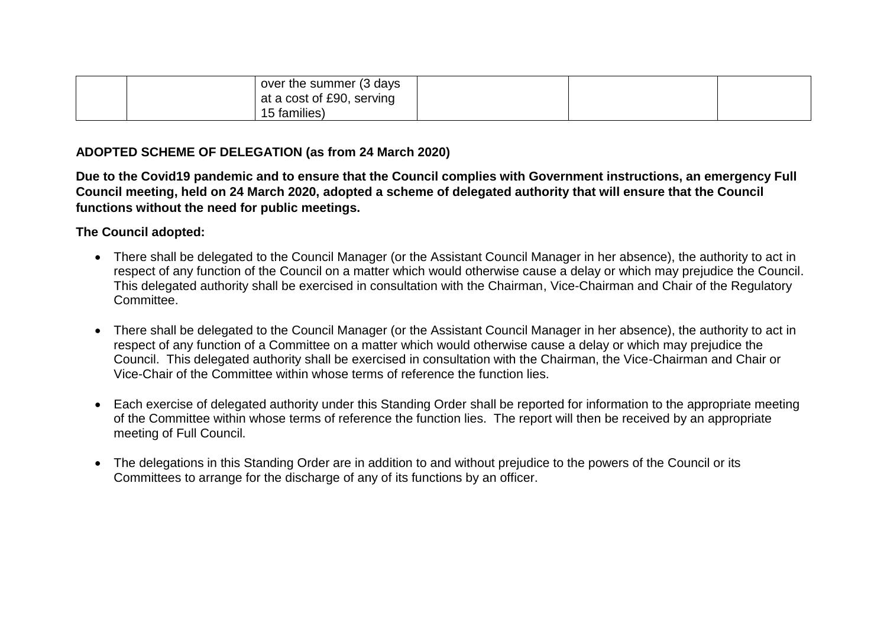| | | | | | |
|---|---|---|---|---|---|
| | | over the summer (3 days at a cost of £90, serving 15 families) | | | |

**ADOPTED SCHEME OF DELEGATION (as from 24 March 2020)**

**Due to the Covid19 pandemic and to ensure that the Council complies with Government instructions, an emergency Full Council meeting, held on 24 March 2020, adopted a scheme of delegated authority that will ensure that the Council functions without the need for public meetings.**

**The Council adopted:**

- There shall be delegated to the Council Manager (or the Assistant Council Manager in her absence), the authority to act in respect of any function of the Council on a matter which would otherwise cause a delay or which may prejudice the Council. This delegated authority shall be exercised in consultation with the Chairman, Vice-Chairman and Chair of the Regulatory Committee.

- There shall be delegated to the Council Manager (or the Assistant Council Manager in her absence), the authority to act in respect of any function of a Committee on a matter which would otherwise cause a delay or which may prejudice the Council. This delegated authority shall be exercised in consultation with the Chairman, the Vice-Chairman and Chair or Vice-Chair of the Committee within whose terms of reference the function lies.

- Each exercise of delegated authority under this Standing Order shall be reported for information to the appropriate meeting of the Committee within whose terms of reference the function lies. The report will then be received by an appropriate meeting of Full Council.

- The delegations in this Standing Order are in addition to and without prejudice to the powers of the Council or its Committees to arrange for the discharge of any of its functions by an officer.